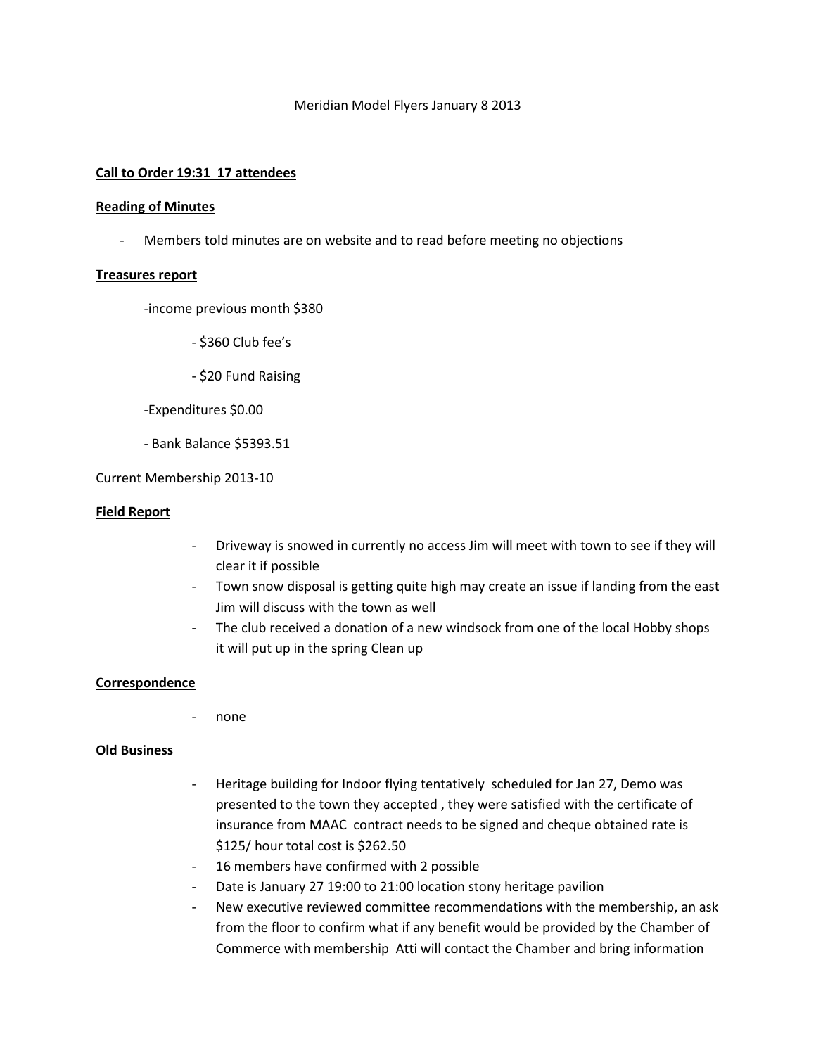Meridian Model Flyers January 8 2013

**Call to Order 19:31 17 attendees**

**Reading of Minutes**

- Members told minutes are on website and to read before meeting no objections

**Treasures report**

-income previous month $380

- $360 Club fee's
- $20 Fund Raising

-Expenditures $0.00

- Bank Balance $5393.51

Current Membership 2013-10

**Field Report**

- Driveway is snowed in currently no access Jim will meet with town to see if they will clear it if possible
- Town snow disposal is getting quite high may create an issue if landing from the east Jim will discuss with the town as well
- The club received a donation of a new windsock from one of the local Hobby shops it will put up in the spring Clean up

**Correspondence**

- none

**Old Business**

- Heritage building for Indoor flying tentatively scheduled for Jan 27, Demo was presented to the town they accepted , they were satisfied with the certificate of insurance from MAAC contract needs to be signed and cheque obtained rate is $125/ hour total cost is $262.50
- 16 members have confirmed with 2 possible
- Date is January 27 19:00 to 21:00 location stony heritage pavilion
- New executive reviewed committee recommendations with the membership, an ask from the floor to confirm what if any benefit would be provided by the Chamber of Commerce with membership Atti will contact the Chamber and bring information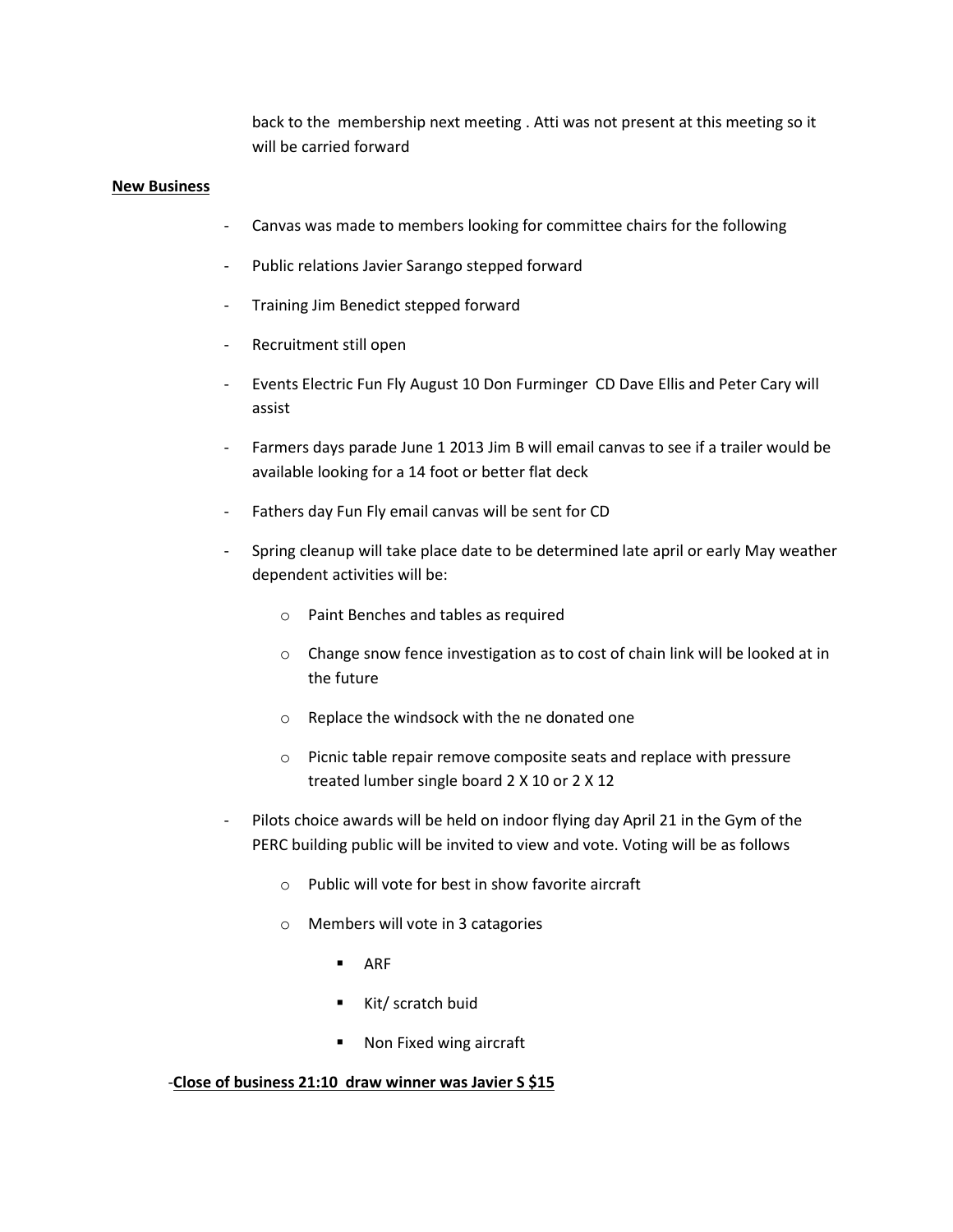back to the membership next meeting . Atti was not present at this meeting so it will be carried forward

**New Business**

- Canvas was made to members looking for committee chairs for the following
- Public relations Javier Sarango stepped forward
- Training Jim Benedict stepped forward
- Recruitment still open
- Events Electric Fun Fly August 10 Don Furminger CD Dave Ellis and Peter Cary will assist
- Farmers days parade June 1 2013 Jim B will email canvas to see if a trailer would be available looking for a 14 foot or better flat deck
- Fathers day Fun Fly email canvas will be sent for CD
- Spring cleanup will take place date to be determined late april or early May weather dependent activities will be:
    - Paint Benches and tables as required
    - Change snow fence investigation as to cost of chain link will be looked at in the future
    - Replace the windsock with the ne donated one
    - Picnic table repair remove composite seats and replace with pressure treated lumber single board 2 X 10 or 2 X 12
- Pilots choice awards will be held on indoor flying day April 21 in the Gym of the PERC building public will be invited to view and vote. Voting will be as follows
    - Public will vote for best in show favorite aircraft
    - Members will vote in 3 catagories
        - ARF
        - Kit/ scratch buid
        - Non Fixed wing aircraft

-**Close of business 21:10 draw winner was Javier S $15**